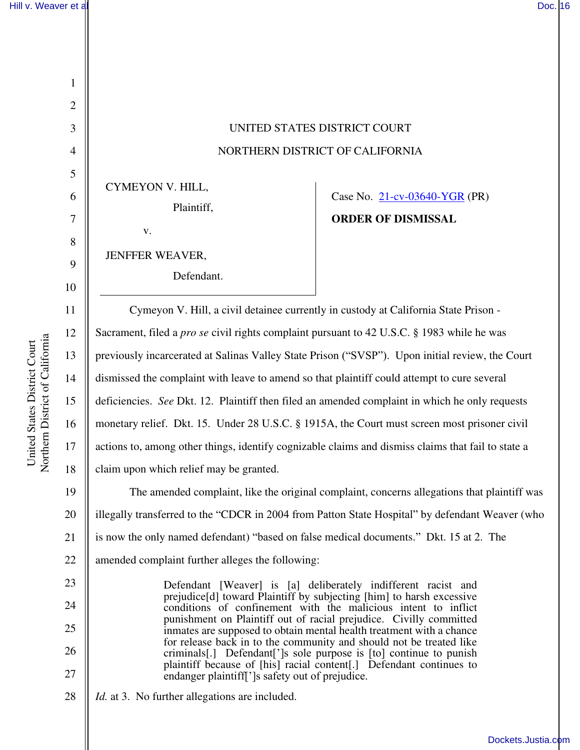UNITED STATES DISTRICT COURT

NORTHERN DISTRICT OF CALIFORNIA

CYMEYON V. HILL,

Plaintiff,

v.

JENFFER WEAVER,

Defendant.

Case No. 21-cv-03640-YGR (PR)

**ORDER OF DISMISSAL**

Cymeyon V. Hill, a civil detainee currently in custody at California State Prison - Sacrament, filed a *pro se* civil rights complaint pursuant to 42 U.S.C. § 1983 while he was previously incarcerated at Salinas Valley State Prison ("SVSP"). Upon initial review, the Court dismissed the complaint with leave to amend so that plaintiff could attempt to cure several deficiencies. *See* Dkt. 12. Plaintiff then filed an amended complaint in which he only requests monetary relief. Dkt. 15. Under 28 U.S.C. § 1915A, the Court must screen most prisoner civil actions to, among other things, identify cognizable claims and dismiss claims that fail to state a claim upon which relief may be granted.

The amended complaint, like the original complaint, concerns allegations that plaintiff was illegally transferred to the "CDCR in 2004 from Patton State Hospital" by defendant Weaver (who is now the only named defendant) "based on false medical documents." Dkt. 15 at 2. The amended complaint further alleges the following:

> Defendant [Weaver] is [a] deliberately indifferent racist and prejudice[d] toward Plaintiff by subjecting [him] to harsh excessive conditions of confinement with the malicious intent to inflict punishment on Plaintiff out of racial prejudice. Civilly committed inmates are supposed to obtain mental health treatment with a chance for release back in to the community and should not be treated like criminals[.] Defendant[']s sole purpose is [to] continue to punish plaintiff because of [his] racial content[.] Defendant continues to endanger plaintiff[']s safety out of prejudice.

*Id.* at 3. No further allegations are included.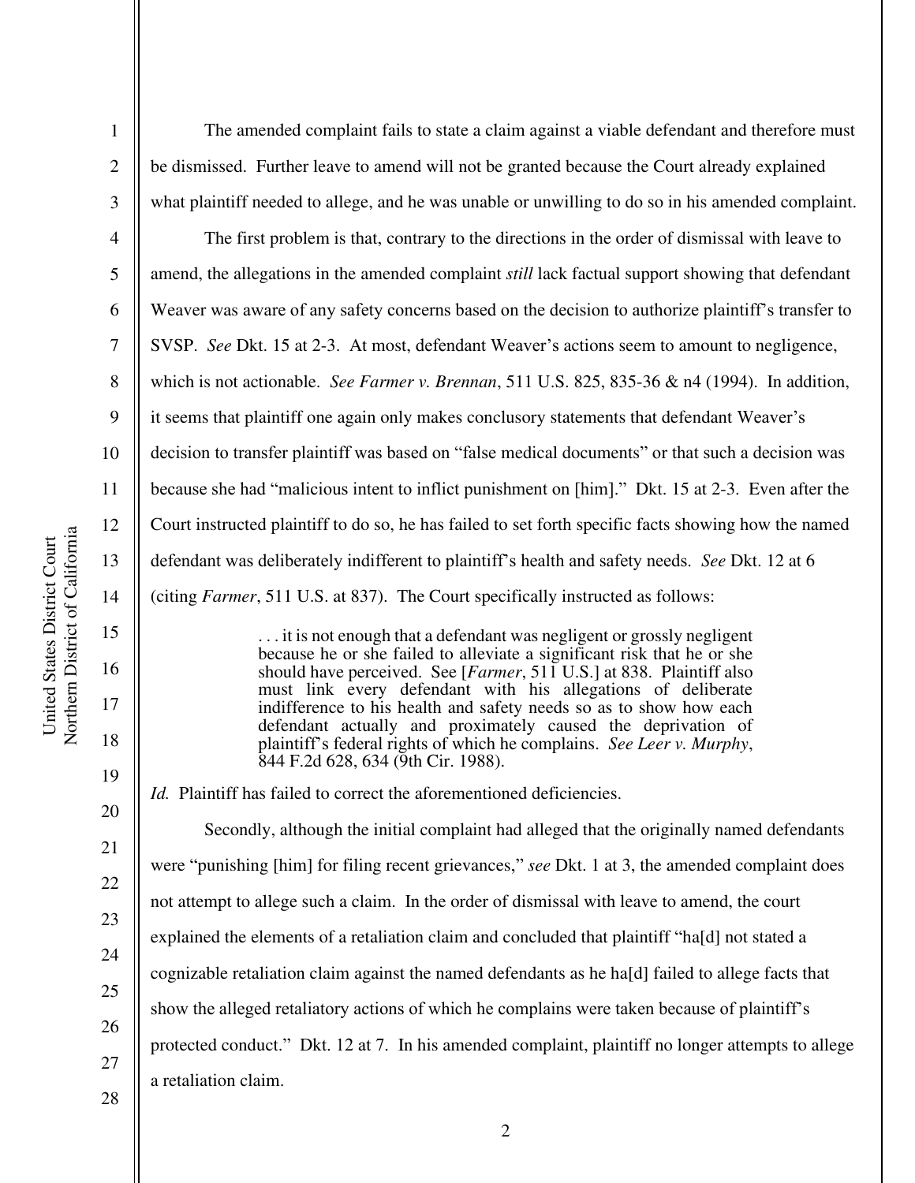The amended complaint fails to state a claim against a viable defendant and therefore must be dismissed. Further leave to amend will not be granted because the Court already explained what plaintiff needed to allege, and he was unable or unwilling to do so in his amended complaint.

The first problem is that, contrary to the directions in the order of dismissal with leave to amend, the allegations in the amended complaint *still* lack factual support showing that defendant Weaver was aware of any safety concerns based on the decision to authorize plaintiff's transfer to SVSP. *See* Dkt. 15 at 2-3. At most, defendant Weaver's actions seem to amount to negligence, which is not actionable. *See Farmer v. Brennan*, 511 U.S. 825, 835-36 & n4 (1994). In addition, it seems that plaintiff one again only makes conclusory statements that defendant Weaver's decision to transfer plaintiff was based on "false medical documents" or that such a decision was because she had "malicious intent to inflict punishment on [him]." Dkt. 15 at 2-3. Even after the Court instructed plaintiff to do so, he has failed to set forth specific facts showing how the named defendant was deliberately indifferent to plaintiff's health and safety needs. *See* Dkt. 12 at 6 (citing *Farmer*, 511 U.S. at 837). The Court specifically instructed as follows:

> . . . it is not enough that a defendant was negligent or grossly negligent because he or she failed to alleviate a significant risk that he or she should have perceived. See [*Farmer*, 511 U.S.] at 838. Plaintiff also must link every defendant with his allegations of deliberate indifference to his health and safety needs so as to show how each defendant actually and proximately caused the deprivation of plaintiff's federal rights of which he complains. *See Leer v. Murphy*, 844 F.2d 628, 634 (9th Cir. 1988).

*Id.* Plaintiff has failed to correct the aforementioned deficiencies.

Secondly, although the initial complaint had alleged that the originally named defendants were "punishing [him] for filing recent grievances," *see* Dkt. 1 at 3, the amended complaint does not attempt to allege such a claim. In the order of dismissal with leave to amend, the court explained the elements of a retaliation claim and concluded that plaintiff "ha[d] not stated a cognizable retaliation claim against the named defendants as he ha[d] failed to allege facts that show the alleged retaliatory actions of which he complains were taken because of plaintiff's protected conduct." Dkt. 12 at 7. In his amended complaint, plaintiff no longer attempts to allege a retaliation claim.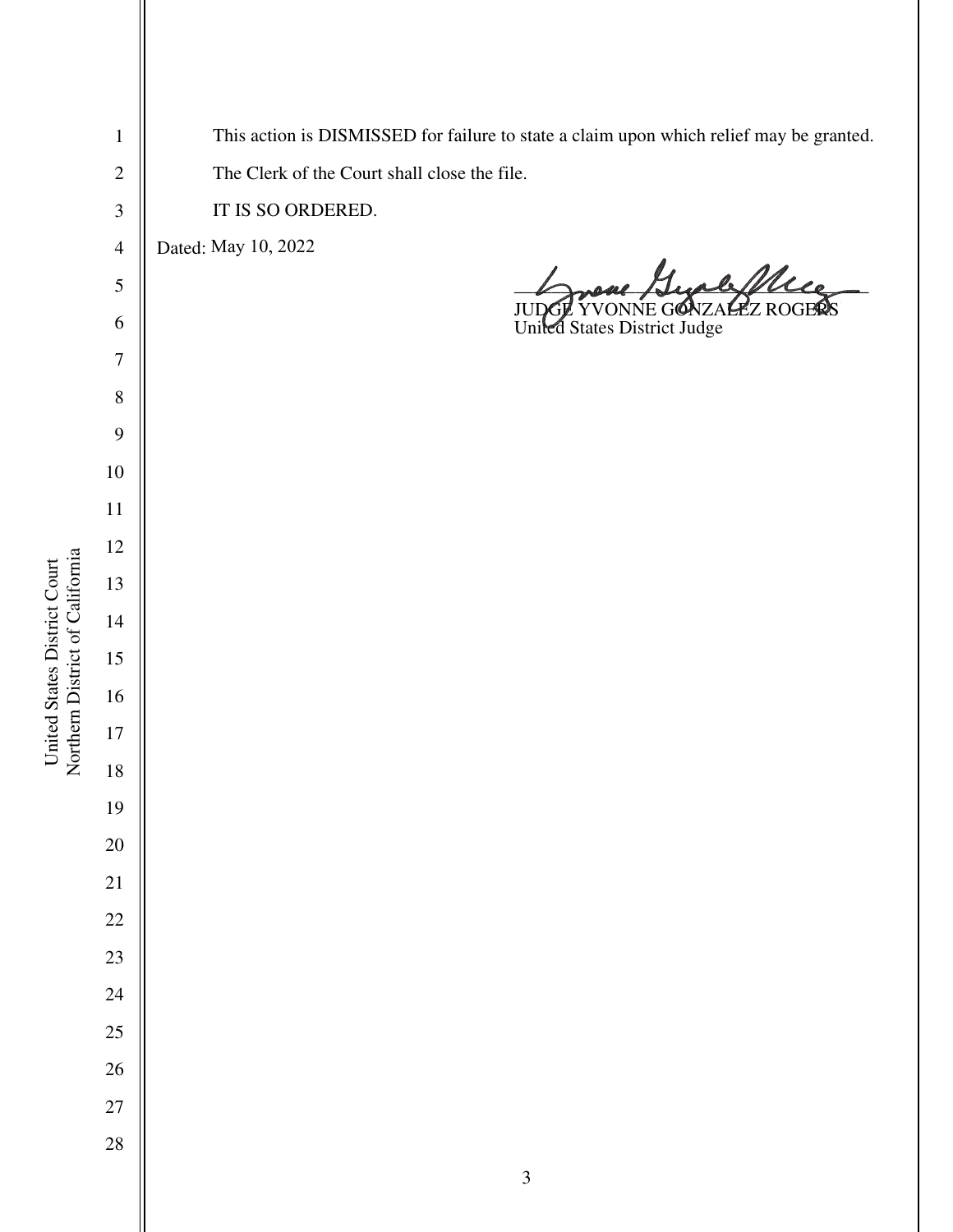This action is DISMISSED for failure to state a claim upon which relief may be granted.

The Clerk of the Court shall close the file.

IT IS SO ORDERED.

Dated: May 10, 2022

JUDGE YVONNE GONZALEZ ROGERS
United States District Judge